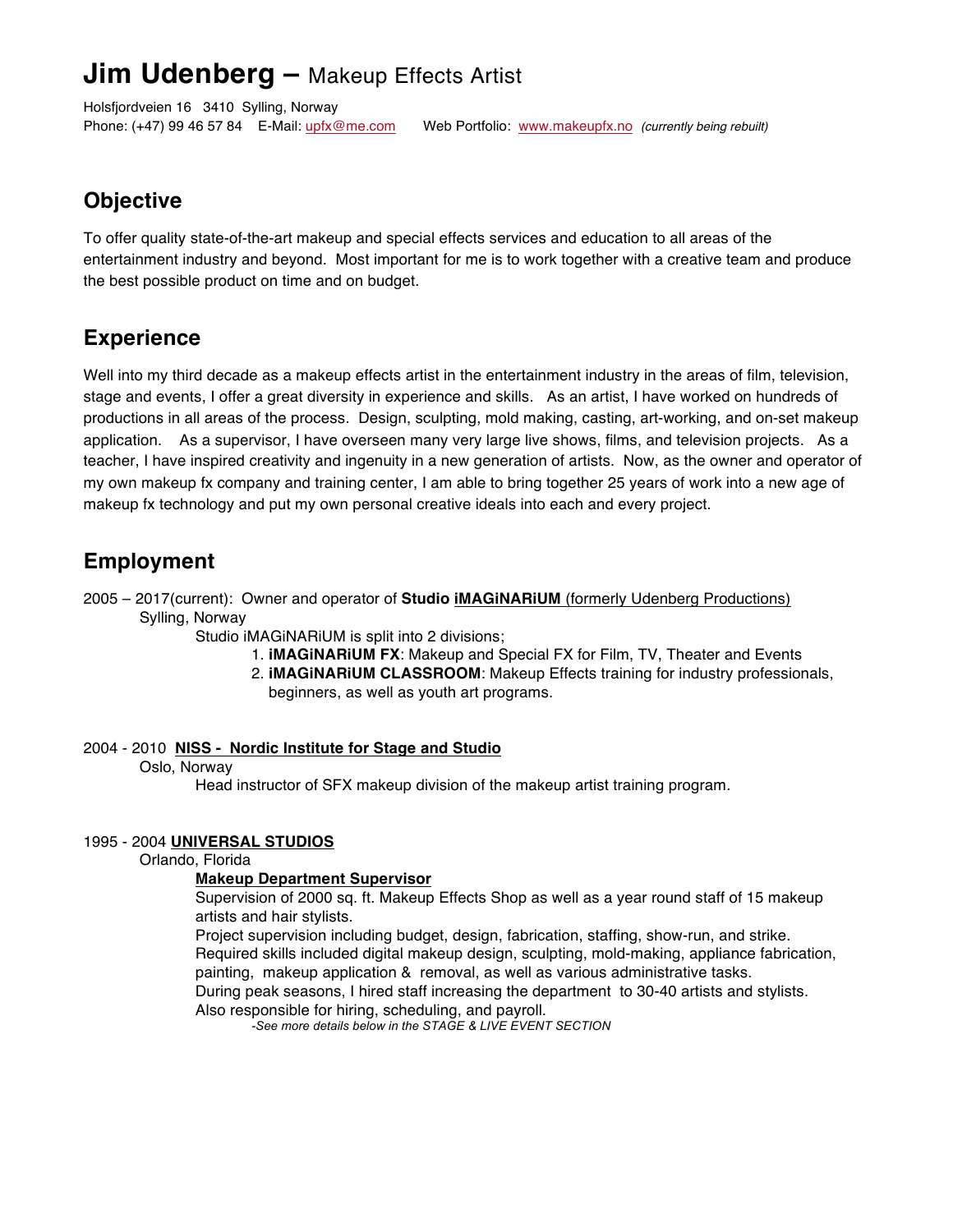# **Jim Udenberg –** Makeup Effects Artist

Holsfjordveien 16   3410  Sylling, Norway
Phone: (+47) 99 46 57 84    E-Mail: upfx@me.com    Web Portfolio:  www.makeupfx.no  *(currently being rebuilt)*

## Objective

To offer quality state-of-the-art makeup and special effects services and education to all areas of the entertainment industry and beyond.  Most important for me is to work together with a creative team and produce the best possible product on time and on budget.

## Experience

Well into my third decade as a makeup effects artist in the entertainment industry in the areas of film, television, stage and events, I offer a great diversity in experience and skills.   As an artist, I have worked on hundreds of productions in all areas of the process.  Design, sculpting, mold making, casting, art-working, and on-set makeup application.    As a supervisor, I have overseen many very large live shows, films, and television projects.   As a teacher, I have inspired creativity and ingenuity in a new generation of artists.  Now, as the owner and operator of my own makeup fx company and training center, I am able to bring together 25 years of work into a new age of makeup fx technology and put my own personal creative ideals into each and every project.

## Employment

2005 – 2017(current):  Owner and operator of **Studio iMAGiNARiUM** (formerly Udenberg Productions)
Sylling, Norway

Studio iMAGiNARiUM is split into 2 divisions;

1. **iMAGiNARiUM FX**: Makeup and Special FX for Film, TV, Theater and Events
2. **iMAGiNARiUM CLASSROOM**: Makeup Effects training for industry professionals, beginners, as well as youth art programs.

2004 - 2010  **NISS -  Nordic Institute for Stage and Studio**
Oslo, Norway

Head instructor of SFX makeup division of the makeup artist training program.

1995 - 2004 **UNIVERSAL STUDIOS**
Orlando, Florida

**Makeup Department Supervisor**

Supervision of 2000 sq. ft. Makeup Effects Shop as well as a year round staff of 15 makeup artists and hair stylists.
Project supervision including budget, design, fabrication, staffing, show-run, and strike.
Required skills included digital makeup design, sculpting, mold-making, appliance fabrication, painting,  makeup application &  removal, as well as various administrative tasks.
During peak seasons, I hired staff increasing the department  to 30-40 artists and stylists.
Also responsible for hiring, scheduling, and payroll.

*-See more details below in the STAGE & LIVE EVENT SECTION*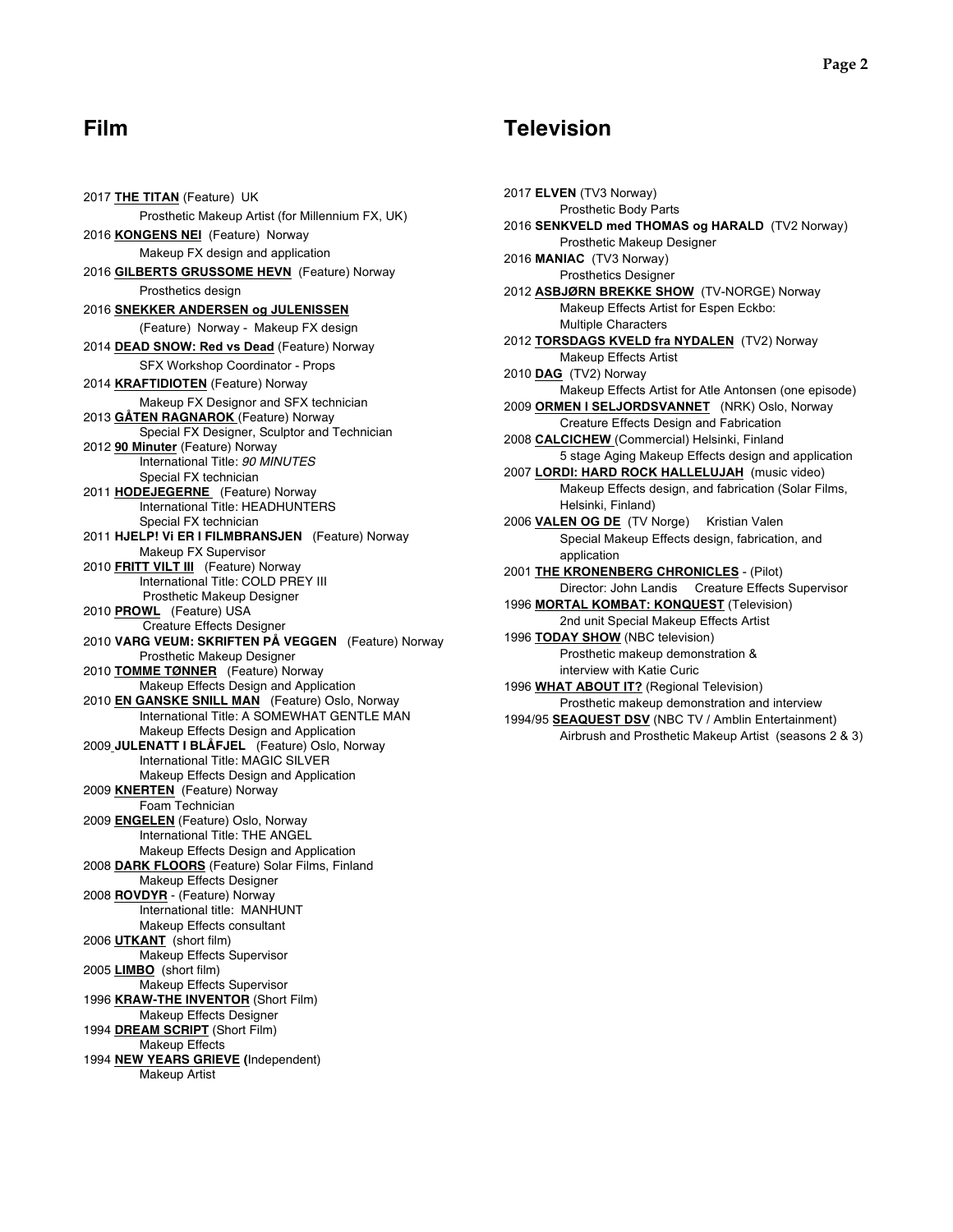## Film

2017 **THE TITAN** (Feature) UK
Prosthetic Makeup Artist (for Millennium FX, UK)

2016 **KONGENS NEI** (Feature) Norway
Makeup FX design and application

2016 **GILBERTS GRUSSOME HEVN** (Feature) Norway
Prosthetics design

2016 **SNEKKER ANDERSEN og JULENISSEN**
(Feature) Norway - Makeup FX design

2014 **DEAD SNOW: Red vs Dead** (Feature) Norway
SFX Workshop Coordinator - Props

2014 **KRAFTIDIOTEN** (Feature) Norway
Makeup FX Designor and SFX technician

2013 **GÅTEN RAGNAROK** (Feature) Norway
Special FX Designer, Sculptor and Technician

2012 **90 Minuter** (Feature) Norway
International Title: *90 MINUTES*
Special FX technician

2011 **HODEJEGERNE** (Feature) Norway
International Title: HEADHUNTERS
Special FX technician

2011 **HJELP! Vi ER I FILMBRANSJEN** (Feature) Norway
Makeup FX Supervisor

2010 **FRITT VILT III** (Feature) Norway
International Title: COLD PREY III
Prosthetic Makeup Designer

2010 **PROWL** (Feature) USA
Creature Effects Designer

2010 **VARG VEUM: SKRIFTEN PÅ VEGGEN** (Feature) Norway
Prosthetic Makeup Designer

2010 **TOMME TØNNER** (Feature) Norway
Makeup Effects Design and Application

2010 **EN GANSKE SNILL MAN** (Feature) Oslo, Norway
International Title: A SOMEWHAT GENTLE MAN
Makeup Effects Design and Application

2009 **JULENATT I BLÅFJEL** (Feature) Oslo, Norway
International Title: MAGIC SILVER
Makeup Effects Design and Application

2009 **KNERTEN** (Feature) Norway
Foam Technician

2009 **ENGELEN** (Feature) Oslo, Norway
International Title: THE ANGEL
Makeup Effects Design and Application

2008 **DARK FLOORS** (Feature) Solar Films, Finland
Makeup Effects Designer

2008 **ROVDYR** - (Feature) Norway
International title: MANHUNT
Makeup Effects consultant

2006 **UTKANT** (short film)
Makeup Effects Supervisor

2005 **LIMBO** (short film)
Makeup Effects Supervisor

1996 **KRAW-THE INVENTOR** (Short Film)
Makeup Effects Designer

1994 **DREAM SCRIPT** (Short Film)
Makeup Effects

1994 **NEW YEARS GRIEVE (**Independent)
Makeup Artist

## Television

2017 **ELVEN** (TV3 Norway)
Prosthetic Body Parts

2016 **SENKVELD med THOMAS og HARALD** (TV2 Norway)
Prosthetic Makeup Designer

2016 **MANIAC** (TV3 Norway)
Prosthetics Designer

2012 **ASBJØRN BREKKE SHOW** (TV-NORGE) Norway
Makeup Effects Artist for Espen Eckbo:
Multiple Characters

2012 **TORSDAGS KVELD fra NYDALEN** (TV2) Norway
Makeup Effects Artist

2010 **DAG** (TV2) Norway
Makeup Effects Artist for Atle Antonsen (one episode)

2009 **ORMEN I SELJORDSVANNET** (NRK) Oslo, Norway
Creature Effects Design and Fabrication

2008 **CALCICHEW** (Commercial) Helsinki, Finland
5 stage Aging Makeup Effects design and application

2007 **LORDI: HARD ROCK HALLELUJAH** (music video)
Makeup Effects design, and fabrication (Solar Films, Helsinki, Finland)

2006 **VALEN OG DE** (TV Norge) Kristian Valen
Special Makeup Effects design, fabrication, and application

2001 **THE KRONENBERG CHRONICLES** - (Pilot)
Director: John Landis Creature Effects Supervisor

1996 **MORTAL KOMBAT: KONQUEST** (Television)
2nd unit Special Makeup Effects Artist

1996 **TODAY SHOW** (NBC television)
Prosthetic makeup demonstration & interview with Katie Curic

1996 **WHAT ABOUT IT?** (Regional Television)
Prosthetic makeup demonstration and interview

1994/95 **SEAQUEST DSV** (NBC TV / Amblin Entertainment)
Airbrush and Prosthetic Makeup Artist (seasons 2 & 3)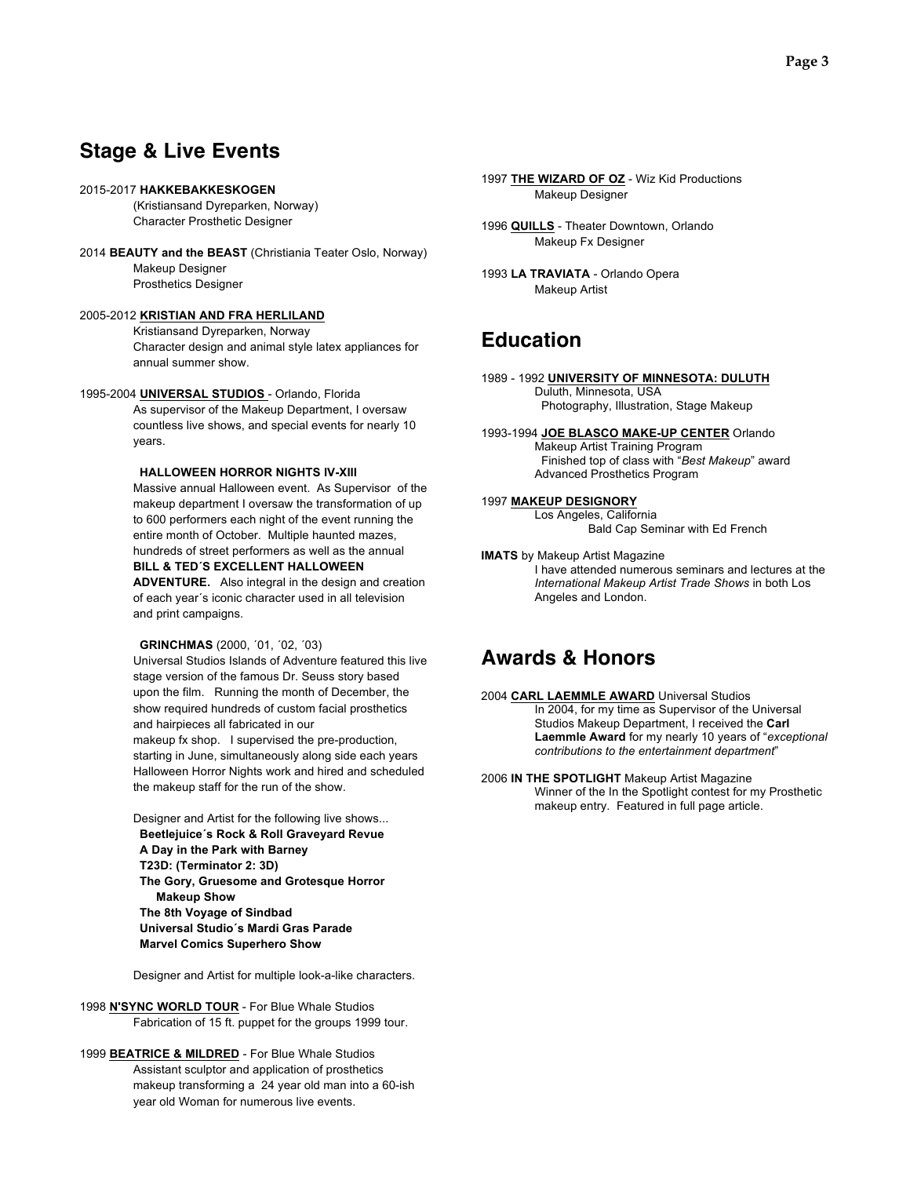## Stage & Live Events

2015-2017 **HAKKEBAKKESKOGEN**
(Kristiansand Dyreparken, Norway)
Character Prosthetic Designer

2014 **BEAUTY and the BEAST** (Christiania Teater Oslo, Norway)
Makeup Designer
Prosthetics Designer

2005-2012 **KRISTIAN AND FRA HERLILAND**
Kristiansand Dyreparken, Norway
Character design and animal style latex appliances for annual summer show.

1995-2004 **UNIVERSAL STUDIOS** - Orlando, Florida
As supervisor of the Makeup Department, I oversaw countless live shows, and special events for nearly 10 years.

**HALLOWEEN HORROR NIGHTS IV-XIII**
Massive annual Halloween event. As Supervisor of the makeup department I oversaw the transformation of up to 600 performers each night of the event running the entire month of October. Multiple haunted mazes, hundreds of street performers as well as the annual **BILL & TED´S EXCELLENT HALLOWEEN ADVENTURE.** Also integral in the design and creation of each year´s iconic character used in all television and print campaigns.

**GRINCHMAS** (2000, ´01, ´02, ´03)
Universal Studios Islands of Adventure featured this live stage version of the famous Dr. Seuss story based upon the film. Running the month of December, the show required hundreds of custom facial prosthetics and hairpieces all fabricated in our makeup fx shop. I supervised the pre-production, starting in June, simultaneously along side each years Halloween Horror Nights work and hired and scheduled the makeup staff for the run of the show.

Designer and Artist for the following live shows...
**Beetlejuice´s Rock & Roll Graveyard Revue**
**A Day in the Park with Barney**
**T23D: (Terminator 2: 3D)**
**The Gory, Gruesome and Grotesque Horror Makeup Show**
**The 8th Voyage of Sindbad**
**Universal Studio´s Mardi Gras Parade**
**Marvel Comics Superhero Show**

Designer and Artist for multiple look-a-like characters.

1998 **N'SYNC WORLD TOUR** - For Blue Whale Studios
Fabrication of 15 ft. puppet for the groups 1999 tour.

1999 **BEATRICE & MILDRED** - For Blue Whale Studios
Assistant sculptor and application of prosthetics makeup transforming a 24 year old man into a 60-ish year old Woman for numerous live events.

1997 **THE WIZARD OF OZ** - Wiz Kid Productions
Makeup Designer

1996 **QUILLS** - Theater Downtown, Orlando
Makeup Fx Designer

1993 **LA TRAVIATA** - Orlando Opera
Makeup Artist

## Education

1989 - 1992 **UNIVERSITY OF MINNESOTA: DULUTH**
Duluth, Minnesota, USA
Photography, Illustration, Stage Makeup

1993-1994 **JOE BLASCO MAKE-UP CENTER** Orlando
Makeup Artist Training Program
Finished top of class with "*Best Makeup*" award
Advanced Prosthetics Program

1997 **MAKEUP DESIGNORY**
Los Angeles, California
Bald Cap Seminar with Ed French

**IMATS** by Makeup Artist Magazine
I have attended numerous seminars and lectures at the *International Makeup Artist Trade Shows* in both Los Angeles and London.

## Awards & Honors

2004 **CARL LAEMMLE AWARD** Universal Studios
In 2004, for my time as Supervisor of the Universal Studios Makeup Department, I received the **Carl Laemmle Award** for my nearly 10 years of "*exceptional contributions to the entertainment department*"

2006 **IN THE SPOTLIGHT** Makeup Artist Magazine
Winner of the In the Spotlight contest for my Prosthetic makeup entry. Featured in full page article.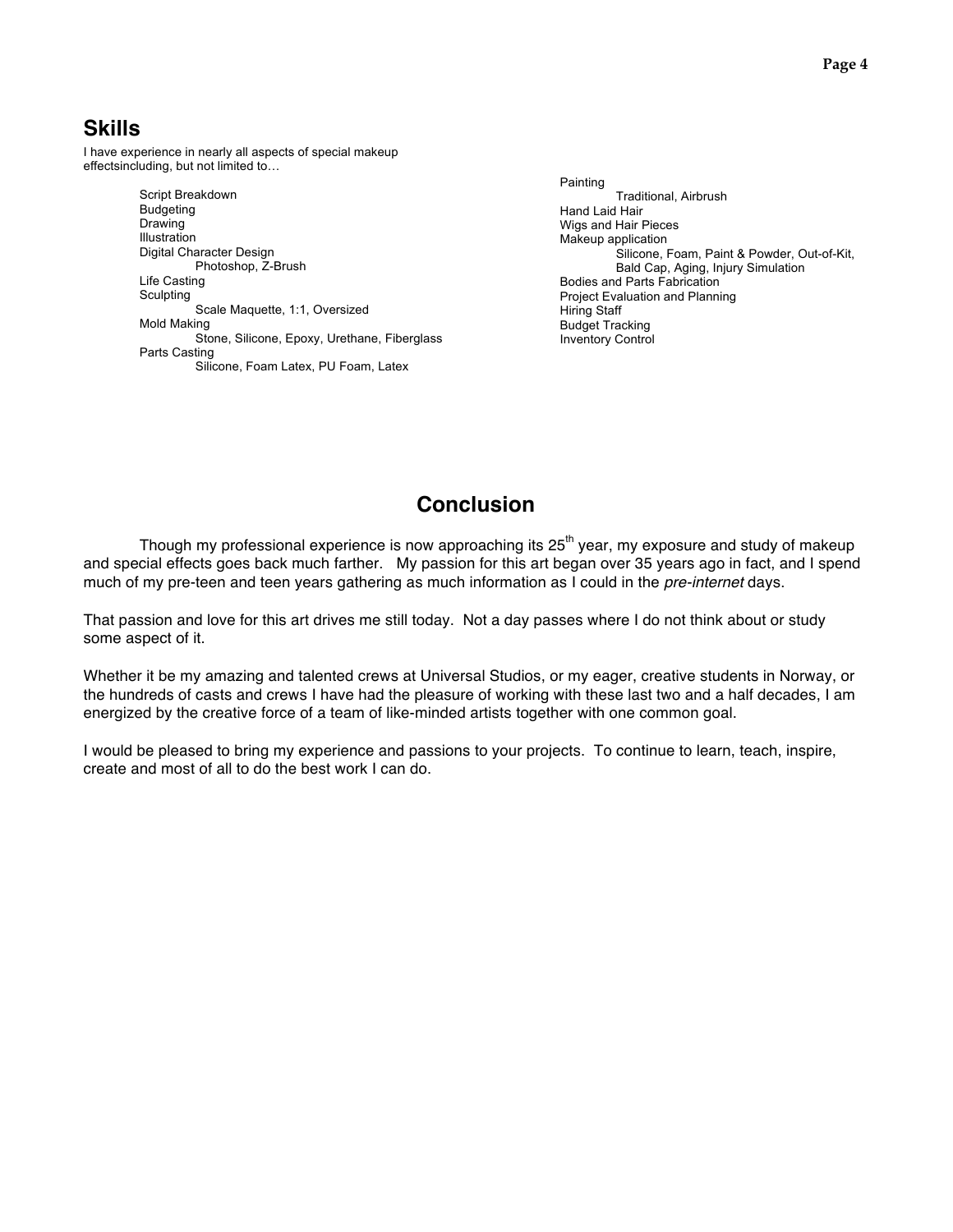## Skills

I have experience in nearly all aspects of special makeup effectsincluding, but not limited to…

- Script Breakdown
- Budgeting
- Drawing
- Illustration
- Digital Character Design
  - Photoshop, Z-Brush
- Life Casting
- Sculpting
  - Scale Maquette, 1:1, Oversized
- Mold Making
  - Stone, Silicone, Epoxy, Urethane, Fiberglass
- Parts Casting
  - Silicone, Foam Latex, PU Foam, Latex
- Painting
  - Traditional, Airbrush
- Hand Laid Hair
- Wigs and Hair Pieces
- Makeup application
  - Silicone, Foam, Paint & Powder, Out-of-Kit, Bald Cap, Aging, Injury Simulation
- Bodies and Parts Fabrication
- Project Evaluation and Planning
- Hiring Staff
- Budget Tracking
- Inventory Control

## Conclusion

Though my professional experience is now approaching its 25th year, my exposure and study of makeup and special effects goes back much farther. My passion for this art began over 35 years ago in fact, and I spend much of my pre-teen and teen years gathering as much information as I could in the *pre-internet* days.

That passion and love for this art drives me still today. Not a day passes where I do not think about or study some aspect of it.

Whether it be my amazing and talented crews at Universal Studios, or my eager, creative students in Norway, or the hundreds of casts and crews I have had the pleasure of working with these last two and a half decades, I am energized by the creative force of a team of like-minded artists together with one common goal.

I would be pleased to bring my experience and passions to your projects. To continue to learn, teach, inspire, create and most of all to do the best work I can do.